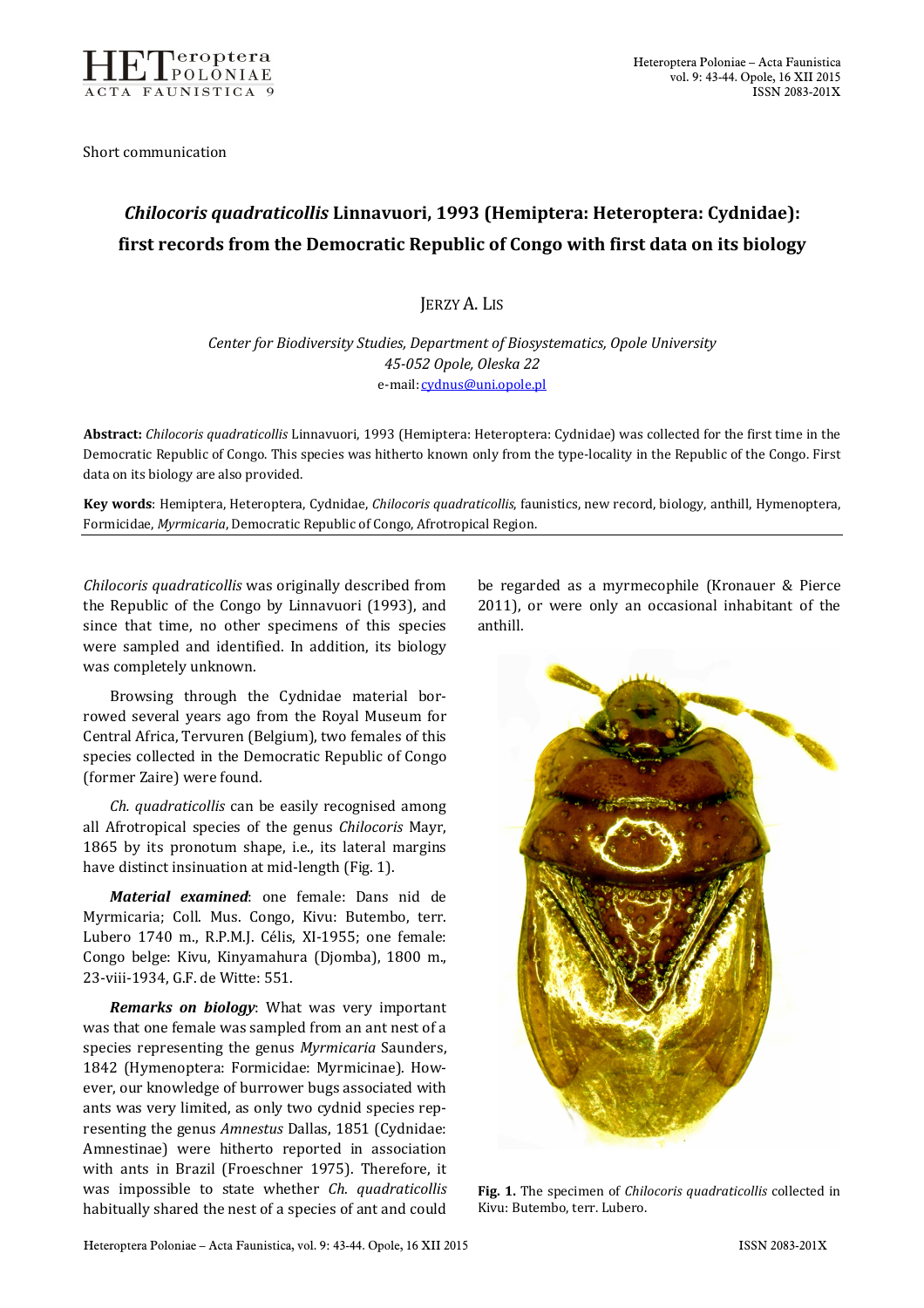Short communication

# *Chilocoris quadraticollis* Linnavuori, 1993 (Hemiptera: Heteroptera: Cydnidae): first records from the Democratic Republic of Congo with first data on its biology

JERZY A. LIS

*Center for Biodiversity Studies, Department of Biosystematics, Opole University*
*45-052 Opole, Oleska 22*
e-mail: cydnus@uni.opole.pl

**Abstract:** *Chilocoris quadraticollis* Linnavuori, 1993 (Hemiptera: Heteroptera: Cydnidae) was collected for the first time in the Democratic Republic of Congo. This species was hitherto known only from the type-locality in the Republic of the Congo. First data on its biology are also provided.

**Key words**: Hemiptera, Heteroptera, Cydnidae, *Chilocoris quadraticollis*, faunistics, new record, biology, anthill, Hymenoptera, Formicidae, *Myrmicaria*, Democratic Republic of Congo, Afrotropical Region.

---

*Chilocoris quadraticollis* was originally described from the Republic of the Congo by Linnavuori (1993), and since that time, no other specimens of this species were sampled and identified. In addition, its biology was completely unknown.

Browsing through the Cydnidae material borrowed several years ago from the Royal Museum for Central Africa, Tervuren (Belgium), two females of this species collected in the Democratic Republic of Congo (former Zaire) were found.

*Ch. quadraticollis* can be easily recognised among all Afrotropical species of the genus *Chilocoris* Mayr, 1865 by its pronotum shape, i.e., its lateral margins have distinct insinuation at mid-length (Fig. 1).

***Material examined***: one female: Dans nid de Myrmicaria; Coll. Mus. Congo, Kivu: Butembo, terr. Lubero 1740 m., R.P.M.J. Célis, XI-1955; one female: Congo belge: Kivu, Kinyamahura (Djomba), 1800 m., 23-viii-1934, G.F. de Witte: 551.

***Remarks on biology***: What was very important was that one female was sampled from an ant nest of a species representing the genus *Myrmicaria* Saunders, 1842 (Hymenoptera: Formicidae: Myrmicinae). However, our knowledge of burrower bugs associated with ants was very limited, as only two cydnid species representing the genus *Amnestus* Dallas, 1851 (Cydnidae: Amnestinae) were hitherto reported in association with ants in Brazil (Froeschner 1975). Therefore, it was impossible to state whether *Ch. quadraticollis* habitually shared the nest of a species of ant and could be regarded as a myrmecophile (Kronauer & Pierce 2011), or were only an occasional inhabitant of the anthill.

**Fig. 1.** The specimen of *Chilocoris quadraticollis* collected in Kivu: Butembo, terr. Lubero.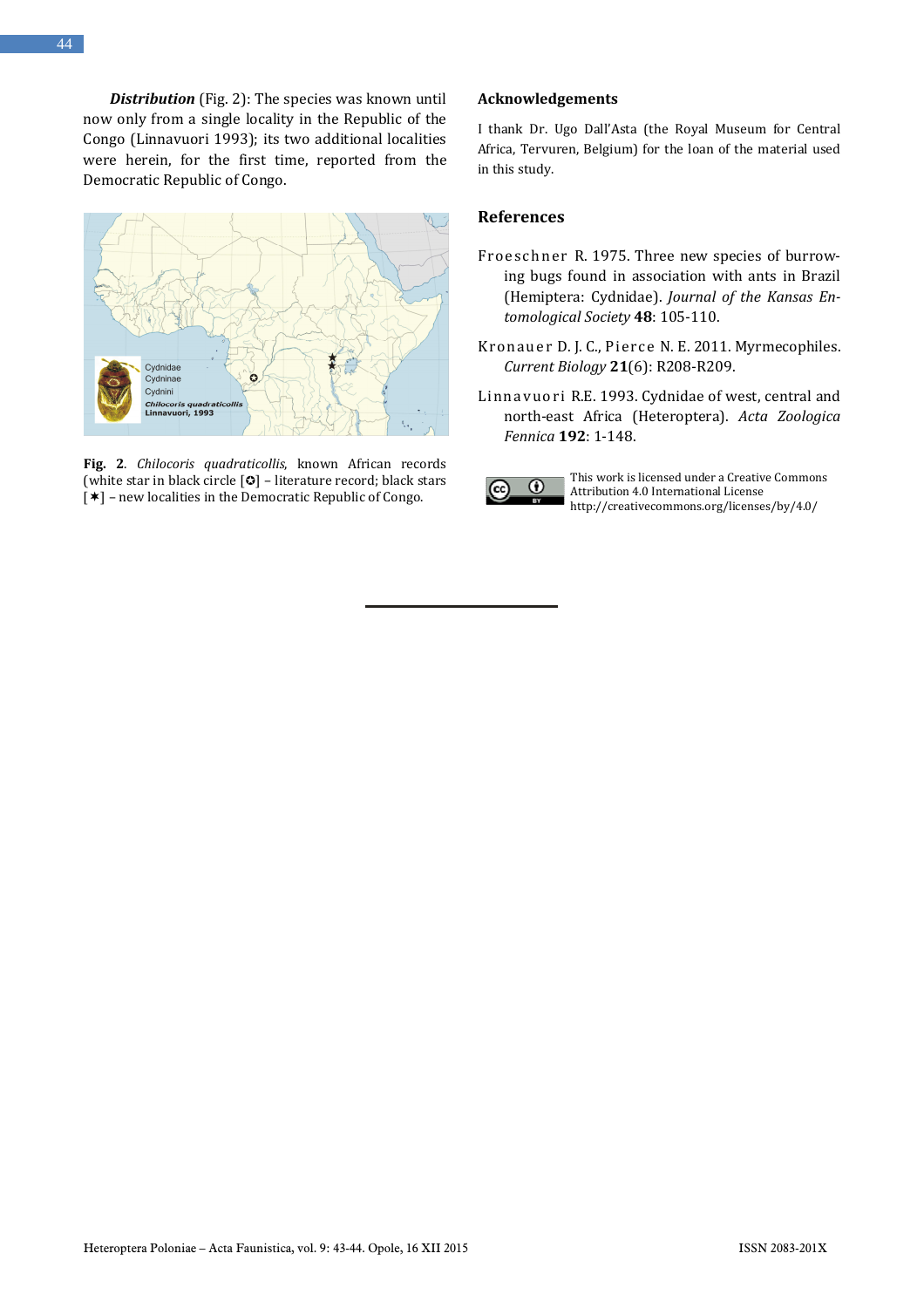***Distribution*** (Fig. 2): The species was known until now only from a single locality in the Republic of the Congo (Linnavuori 1993); its two additional localities were herein, for the first time, reported from the Democratic Republic of Congo.

Cydnidae
Cydninae
Cydnini
*Chilocoris quadraticollis*
Linnavuori, 1993

**Fig. 2**. *Chilocoris quadraticollis*, known African records (white star in black circle [✪] – literature record; black stars [✶] – new localities in the Democratic Republic of Congo.

## Acknowledgements

I thank Dr. Ugo Dall'Asta (the Royal Museum for Central Africa, Tervuren, Belgium) for the loan of the material used in this study.

## References

Froeschner R. 1975. Three new species of burrowing bugs found in association with ants in Brazil (Hemiptera: Cydnidae). *Journal of the Kansas Entomological Society* **48**: 105-110.

Kronauer D. J. C., Pierce N. E. 2011. Myrmecophiles. *Current Biology* **21**(6): R208-R209.

Linnavuori R.E. 1993. Cydnidae of west, central and north-east Africa (Heteroptera). *Acta Zoologica Fennica* **192**: 1-148.

This work is licensed under a Creative Commons Attribution 4.0 International License http://creativecommons.org/licenses/by/4.0/